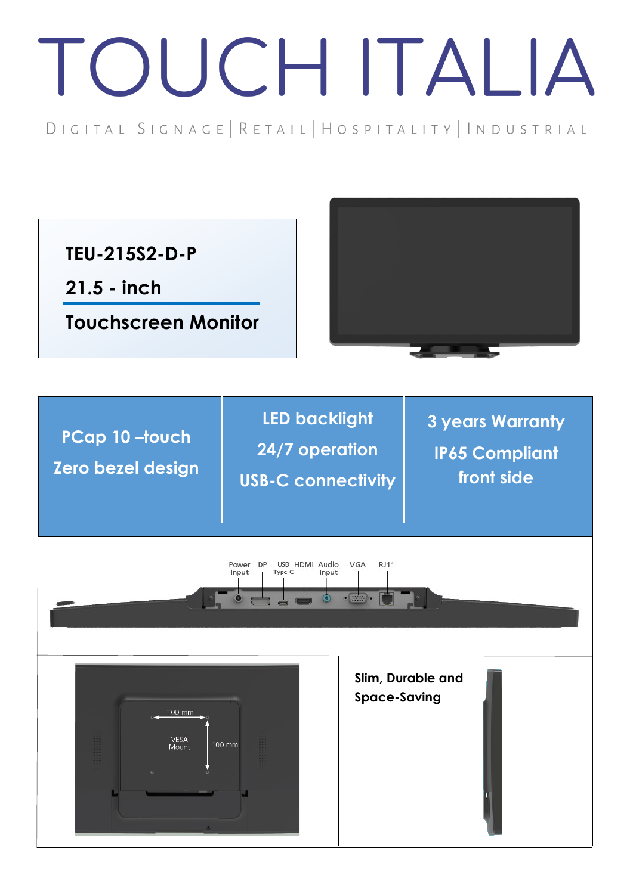# TOUCH ITALIA

DIGITAL SIGNAGE | RETAIL | HOSPITALITY | INDUSTRIAL

**TEU-215S2-D-P**

**21.5 - inch**

**Touchscreen Monitor**

| | | |
|---|---|---|
| PCap 10 –touch<br>Zero bezel design | LED backlight<br>24/7 operation<br>USB-C connectivity | 3 years Warranty<br>IP65 Compliant front side |

Power Input | DP | USB Type C | HDMI | Audio Input | VGA | RJ11

100 mm

VESA Mount

100 mm

**Slim, Durable and Space-Saving**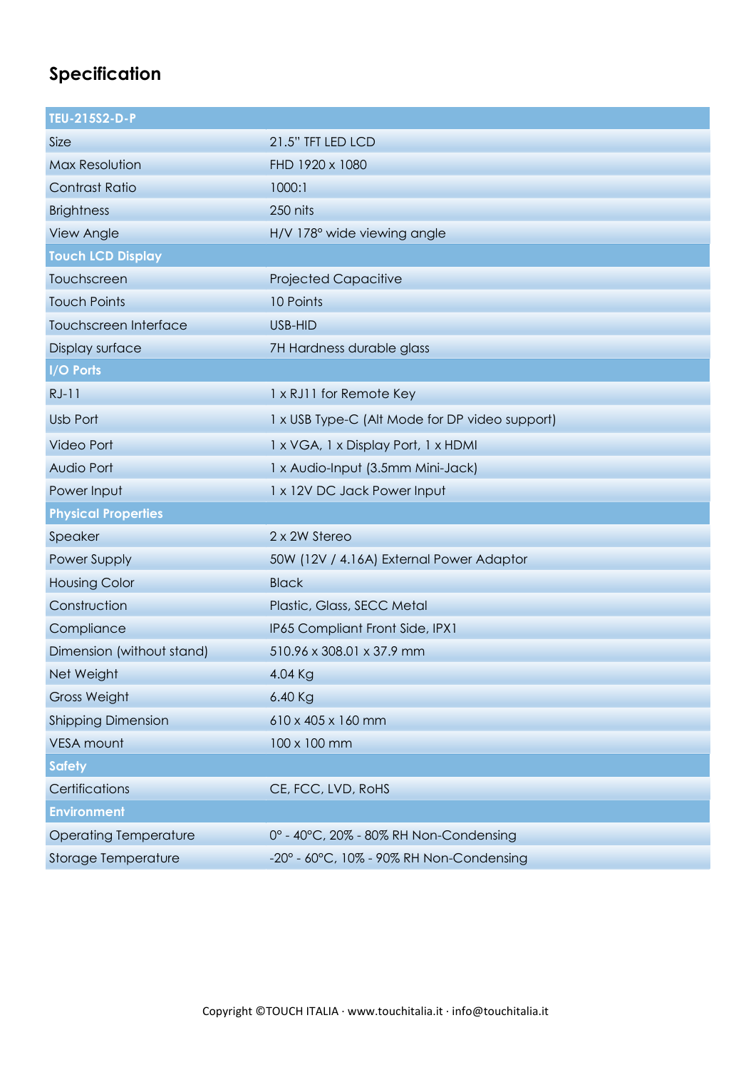## Specification

| TEU-215S2-D-P | |
|---|---|
| Size | 21.5" TFT LED LCD |
| Max Resolution | FHD 1920 x 1080 |
| Contrast Ratio | 1000:1 |
| Brightness | 250 nits |
| View Angle | H/V 178° wide viewing angle |
| **Touch LCD Display** | |
| Touchscreen | Projected Capacitive |
| Touch Points | 10 Points |
| Touchscreen Interface | USB-HID |
| Display surface | 7H Hardness durable glass |
| **I/O Ports** | |
| RJ-11 | 1 x RJ11 for Remote Key |
| Usb Port | 1 x USB Type-C (Alt Mode for DP video support) |
| Video Port | 1 x VGA, 1 x Display Port, 1 x HDMI |
| Audio Port | 1 x Audio-Input (3.5mm Mini-Jack) |
| Power Input | 1 x 12V DC Jack Power Input |
| **Physical Properties** | |
| Speaker | 2 x 2W Stereo |
| Power Supply | 50W (12V / 4.16A) External Power Adaptor |
| Housing Color | Black |
| Construction | Plastic, Glass, SECC Metal |
| Compliance | IP65 Compliant Front Side, IPX1 |
| Dimension (without stand) | 510.96 x 308.01 x 37.9 mm |
| Net Weight | 4.04 Kg |
| Gross Weight | 6.40 Kg |
| Shipping Dimension | 610 x 405 x 160 mm |
| VESA mount | 100 x 100 mm |
| **Safety** | |
| Certifications | CE, FCC, LVD, RoHS |
| **Environment** | |
| Operating Temperature | 0° - 40°C, 20% - 80% RH Non-Condensing |
| Storage Temperature | -20° - 60°C, 10% - 90% RH Non-Condensing |

Copyright ©TOUCH ITALIA · www.touchitalia.it · info@touchitalia.it